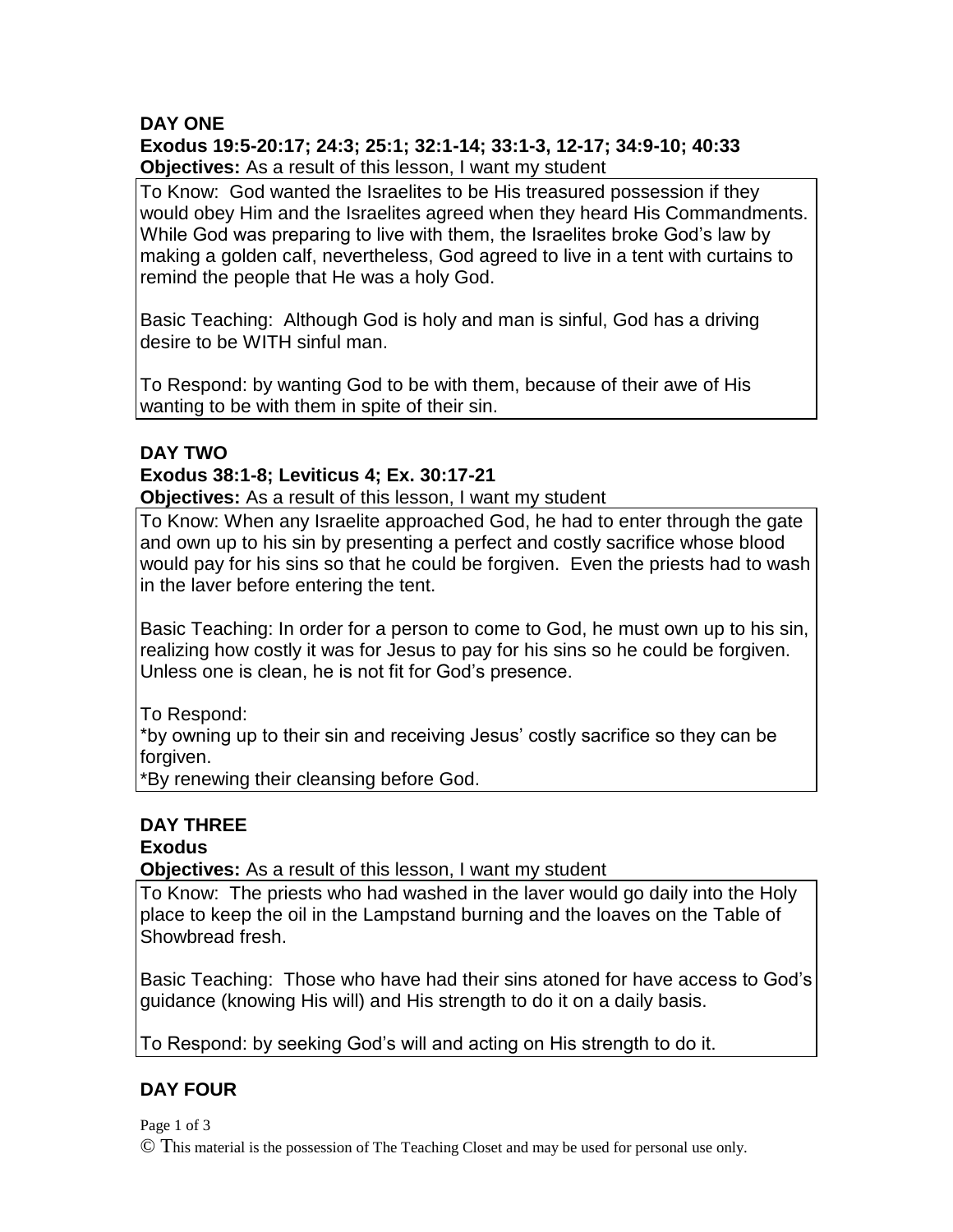**DAY ONE**

**Exodus 19:5-20:17; 24:3; 25:1; 32:1-14; 33:1-3, 12-17; 34:9-10; 40:33**

**Objectives:** As a result of this lesson, I want my student

To Know: God wanted the Israelites to be His treasured possession if they would obey Him and the Israelites agreed when they heard His Commandments. While God was preparing to live with them, the Israelites broke God's law by making a golden calf, nevertheless, God agreed to live in a tent with curtains to remind the people that He was a holy God.

Basic Teaching: Although God is holy and man is sinful, God has a driving desire to be WITH sinful man.

To Respond: by wanting God to be with them, because of their awe of His wanting to be with them in spite of their sin.

**DAY TWO**

**Exodus 38:1-8; Leviticus 4; Ex. 30:17-21**

**Objectives:** As a result of this lesson, I want my student

To Know: When any Israelite approached God, he had to enter through the gate and own up to his sin by presenting a perfect and costly sacrifice whose blood would pay for his sins so that he could be forgiven. Even the priests had to wash in the laver before entering the tent.

Basic Teaching: In order for a person to come to God, he must own up to his sin, realizing how costly it was for Jesus to pay for his sins so he could be forgiven. Unless one is clean, he is not fit for God's presence.

To Respond:

*by owning up to their sin and receiving Jesus' costly sacrifice so they can be forgiven.

*By renewing their cleansing before God.

**DAY THREE**

**Exodus**

**Objectives:** As a result of this lesson, I want my student

To Know: The priests who had washed in the laver would go daily into the Holy place to keep the oil in the Lampstand burning and the loaves on the Table of Showbread fresh.

Basic Teaching: Those who have had their sins atoned for have access to God's guidance (knowing His will) and His strength to do it on a daily basis.

To Respond: by seeking God's will and acting on His strength to do it.

**DAY FOUR**

© This material is the possession of The Teaching Closet and may be used for personal use only.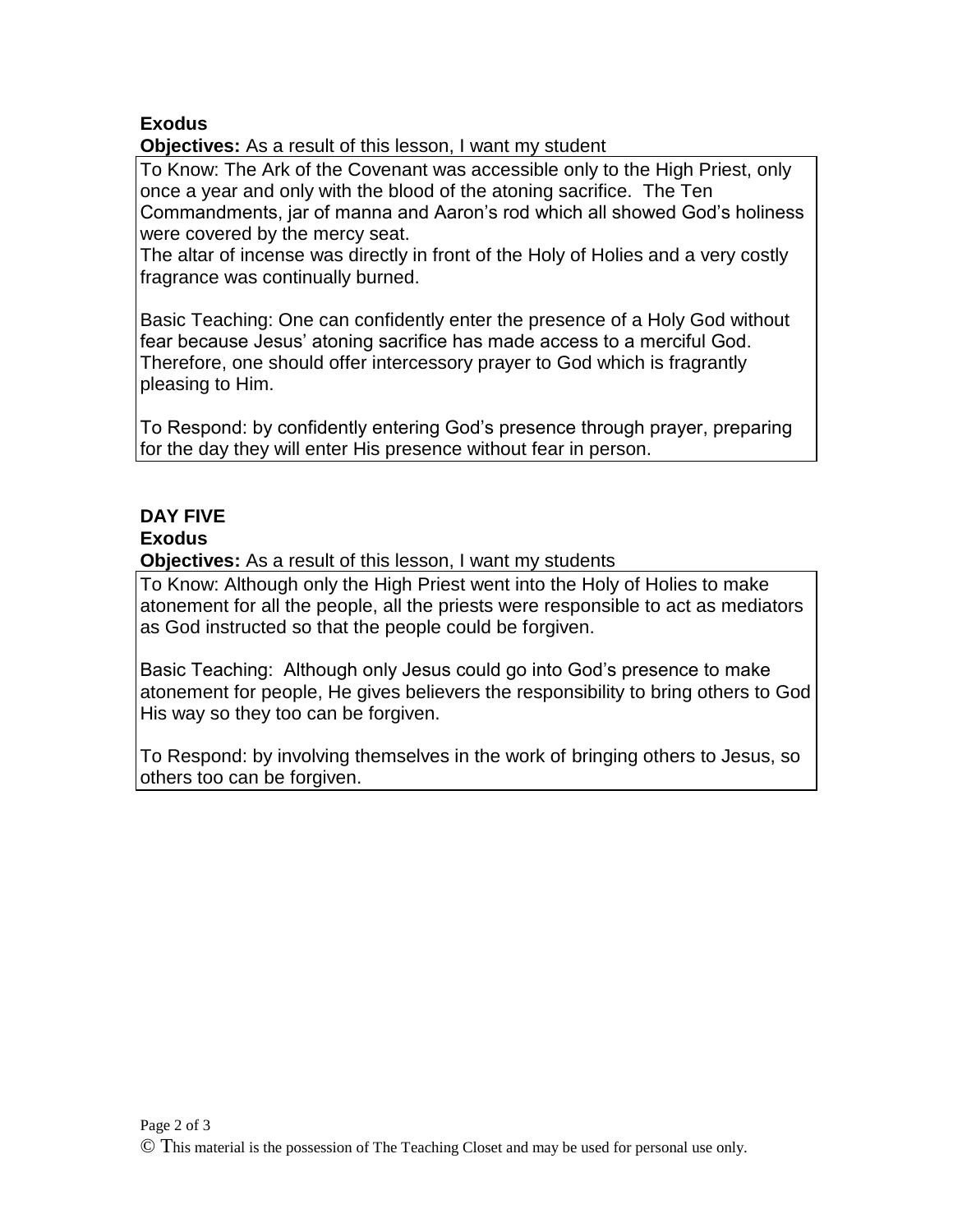**Exodus**

**Objectives:** As a result of this lesson, I want my student

To Know: The Ark of the Covenant was accessible only to the High Priest, only once a year and only with the blood of the atoning sacrifice. The Ten Commandments, jar of manna and Aaron's rod which all showed God's holiness were covered by the mercy seat.

The altar of incense was directly in front of the Holy of Holies and a very costly fragrance was continually burned.

Basic Teaching: One can confidently enter the presence of a Holy God without fear because Jesus' atoning sacrifice has made access to a merciful God. Therefore, one should offer intercessory prayer to God which is fragrantly pleasing to Him.

To Respond: by confidently entering God's presence through prayer, preparing for the day they will enter His presence without fear in person.

**DAY FIVE**

**Exodus**

**Objectives:** As a result of this lesson, I want my students

To Know: Although only the High Priest went into the Holy of Holies to make atonement for all the people, all the priests were responsible to act as mediators as God instructed so that the people could be forgiven.

Basic Teaching: Although only Jesus could go into God's presence to make atonement for people, He gives believers the responsibility to bring others to God His way so they too can be forgiven.

To Respond: by involving themselves in the work of bringing others to Jesus, so others too can be forgiven.

© This material is the possession of The Teaching Closet and may be used for personal use only.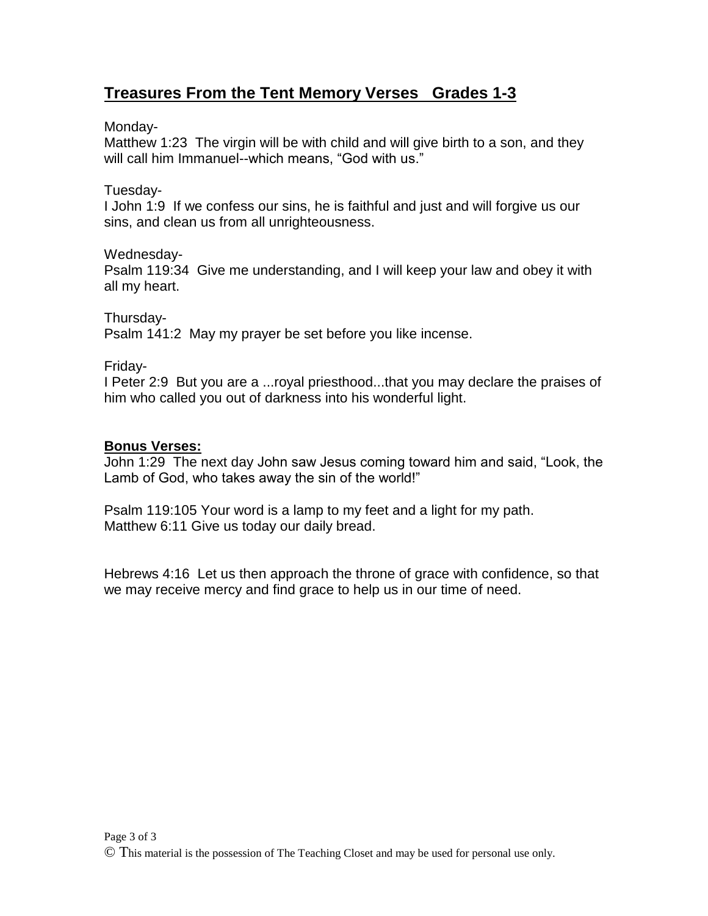## **Treasures From the Tent Memory Verses Grades 1-3**

Monday-
Matthew 1:23 The virgin will be with child and will give birth to a son, and they will call him Immanuel--which means, “God with us.”

Tuesday-
I John 1:9 If we confess our sins, he is faithful and just and will forgive us our sins, and clean us from all unrighteousness.

Wednesday-
Psalm 119:34 Give me understanding, and I will keep your law and obey it with all my heart.

Thursday-
Psalm 141:2 May my prayer be set before you like incense.

Friday-
I Peter 2:9 But you are a ...royal priesthood...that you may declare the praises of him who called you out of darkness into his wonderful light.

**Bonus Verses:**
John 1:29 The next day John saw Jesus coming toward him and said, “Look, the Lamb of God, who takes away the sin of the world!”

Psalm 119:105 Your word is a lamp to my feet and a light for my path.
Matthew 6:11 Give us today our daily bread.

Hebrews 4:16 Let us then approach the throne of grace with confidence, so that we may receive mercy and find grace to help us in our time of need.

© This material is the possession of The Teaching Closet and may be used for personal use only.